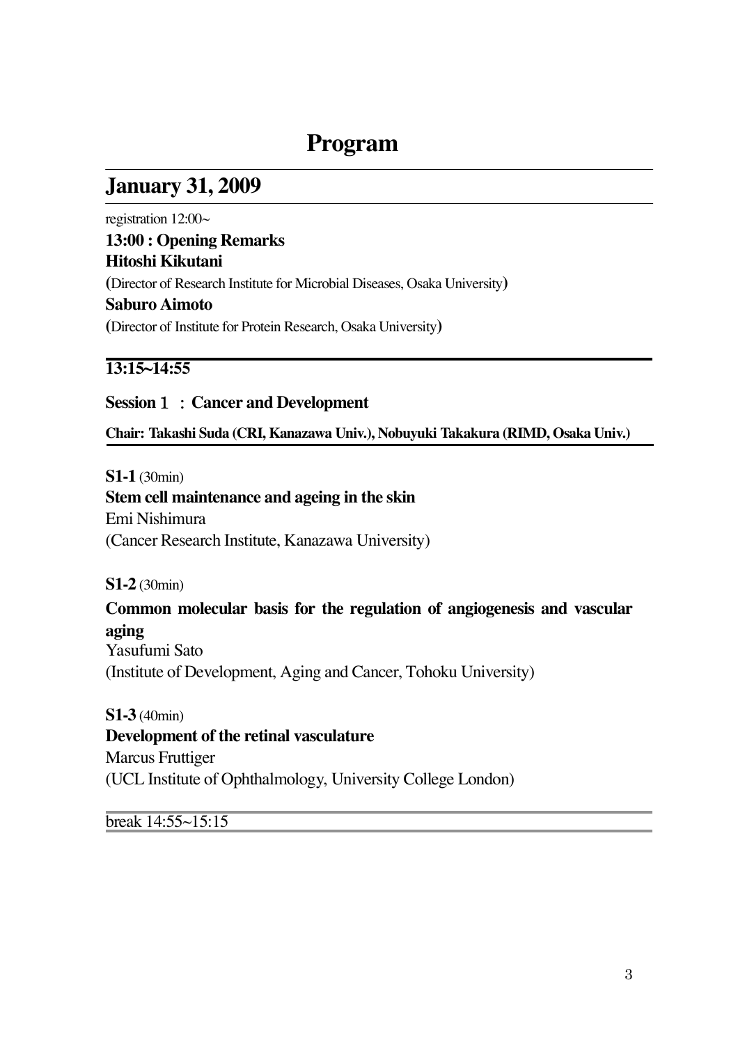# Program

## January 31, 2009

registration 12:00~

**13:00 : Opening Remarks**

**Hitoshi Kikutani**

(Director of Research Institute for Microbial Diseases, Osaka University)

**Saburo Aimoto**

(Director of Institute for Protein Research, Osaka University)

### 13:15~14:55

**Session 1 ： Cancer and Development**

**Chair: Takashi Suda (CRI, Kanazawa Univ.), Nobuyuki Takakura (RIMD, Osaka Univ.)**

**S1-1** (30min)

**Stem cell maintenance and ageing in the skin**

Emi Nishimura

(Cancer Research Institute, Kanazawa University)

**S1-2** (30min)

**Common molecular basis for the regulation of angiogenesis and vascular aging**

Yasufumi Sato

(Institute of Development, Aging and Cancer, Tohoku University)

**S1-3** (40min)

**Development of the retinal vasculature**

Marcus Fruttiger

(UCL Institute of Ophthalmology, University College London)

break 14:55~15:15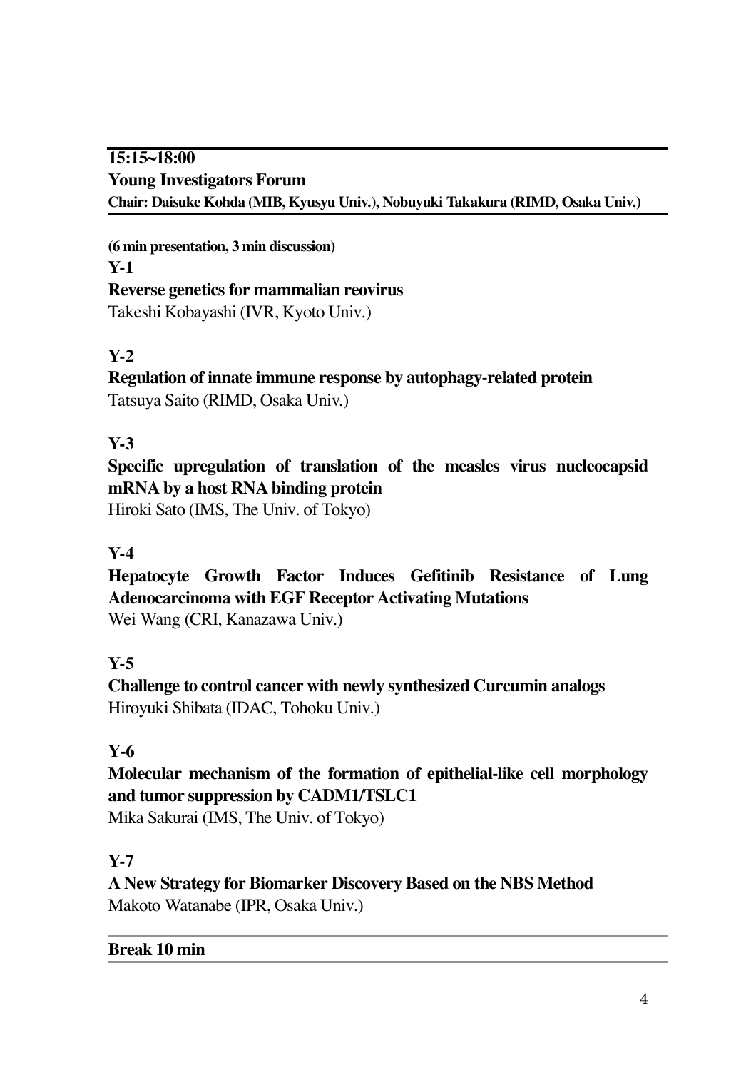## 15:15~18:00

## Young Investigators Forum

**Chair: Daisuke Kohda (MIB, Kyusyu Univ.), Nobuyuki Takakura (RIMD, Osaka Univ.)**

**(6 min presentation, 3 min discussion)**

**Y-1**

**Reverse genetics for mammalian reovirus**

Takeshi Kobayashi (IVR, Kyoto Univ.)

**Y-2**

**Regulation of innate immune response by autophagy-related protein**

Tatsuya Saito (RIMD, Osaka Univ.)

**Y-3**

**Specific upregulation of translation of the measles virus nucleocapsid mRNA by a host RNA binding protein**

Hiroki Sato (IMS, The Univ. of Tokyo)

**Y-4**

**Hepatocyte Growth Factor Induces Gefitinib Resistance of Lung Adenocarcinoma with EGF Receptor Activating Mutations**

Wei Wang (CRI, Kanazawa Univ.)

**Y-5**

**Challenge to control cancer with newly synthesized Curcumin analogs**

Hiroyuki Shibata (IDAC, Tohoku Univ.)

**Y-6**

**Molecular mechanism of the formation of epithelial-like cell morphology and tumor suppression by CADM1/TSLC1**

Mika Sakurai (IMS, The Univ. of Tokyo)

**Y-7**

**A New Strategy for Biomarker Discovery Based on the NBS Method**

Makoto Watanabe (IPR, Osaka Univ.)

**Break 10 min**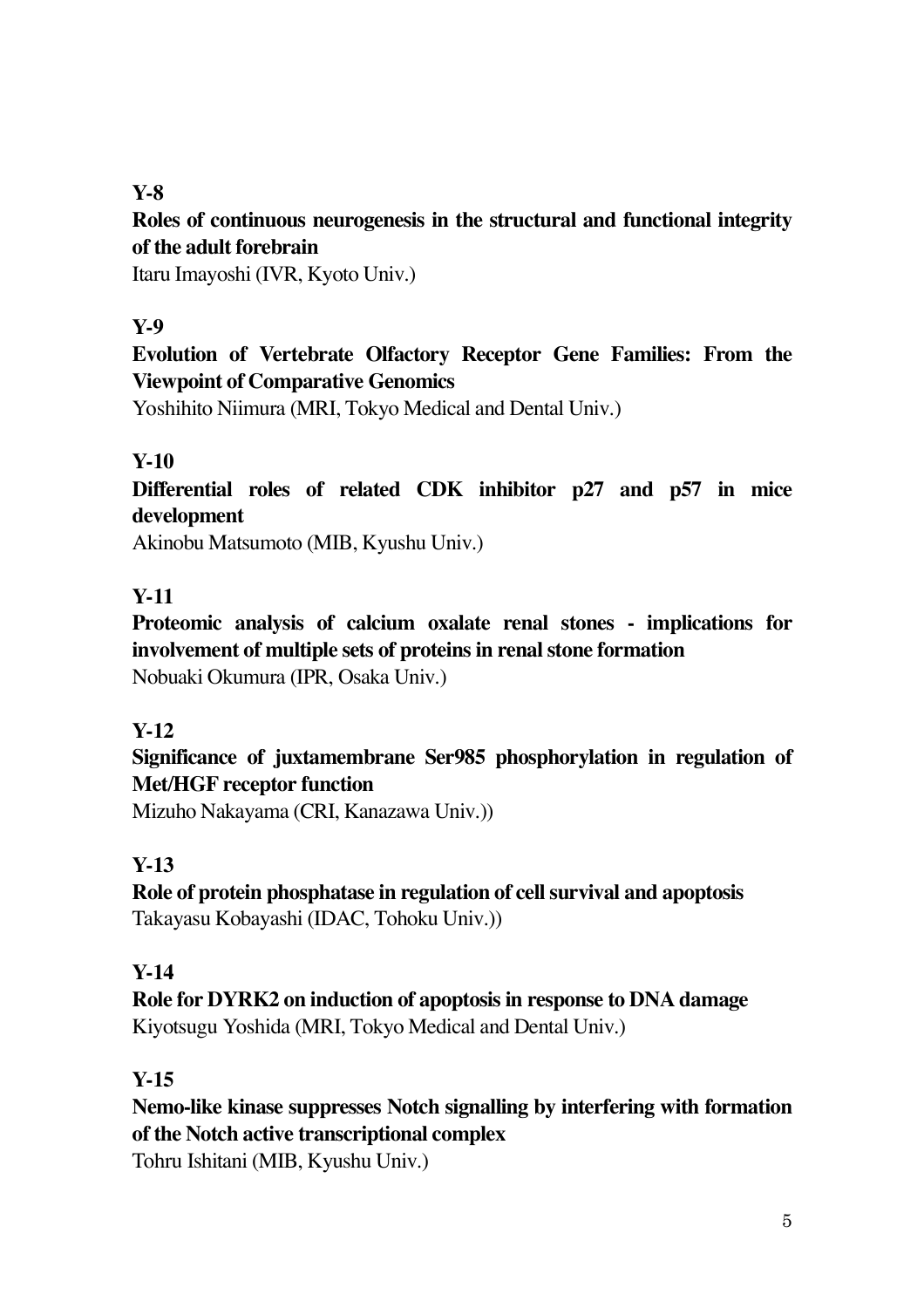**Y-8**

**Roles of continuous neurogenesis in the structural and functional integrity of the adult forebrain**

Itaru Imayoshi (IVR, Kyoto Univ.)

**Y-9**

**Evolution of Vertebrate Olfactory Receptor Gene Families: From the Viewpoint of Comparative Genomics**

Yoshihito Niimura (MRI, Tokyo Medical and Dental Univ.)

**Y-10**

**Differential roles of related CDK inhibitor p27 and p57 in mice development**

Akinobu Matsumoto (MIB, Kyushu Univ.)

**Y-11**

**Proteomic analysis of calcium oxalate renal stones - implications for involvement of multiple sets of proteins in renal stone formation**

Nobuaki Okumura (IPR, Osaka Univ.)

**Y-12**

**Significance of juxtamembrane Ser985 phosphorylation in regulation of Met/HGF receptor function**

Mizuho Nakayama (CRI, Kanazawa Univ.))

**Y-13**

**Role of protein phosphatase in regulation of cell survival and apoptosis**

Takayasu Kobayashi (IDAC, Tohoku Univ.))

**Y-14**

**Role for DYRK2 on induction of apoptosis in response to DNA damage**

Kiyotsugu Yoshida (MRI, Tokyo Medical and Dental Univ.)

**Y-15**

**Nemo-like kinase suppresses Notch signalling by interfering with formation of the Notch active transcriptional complex**

Tohru Ishitani (MIB, Kyushu Univ.)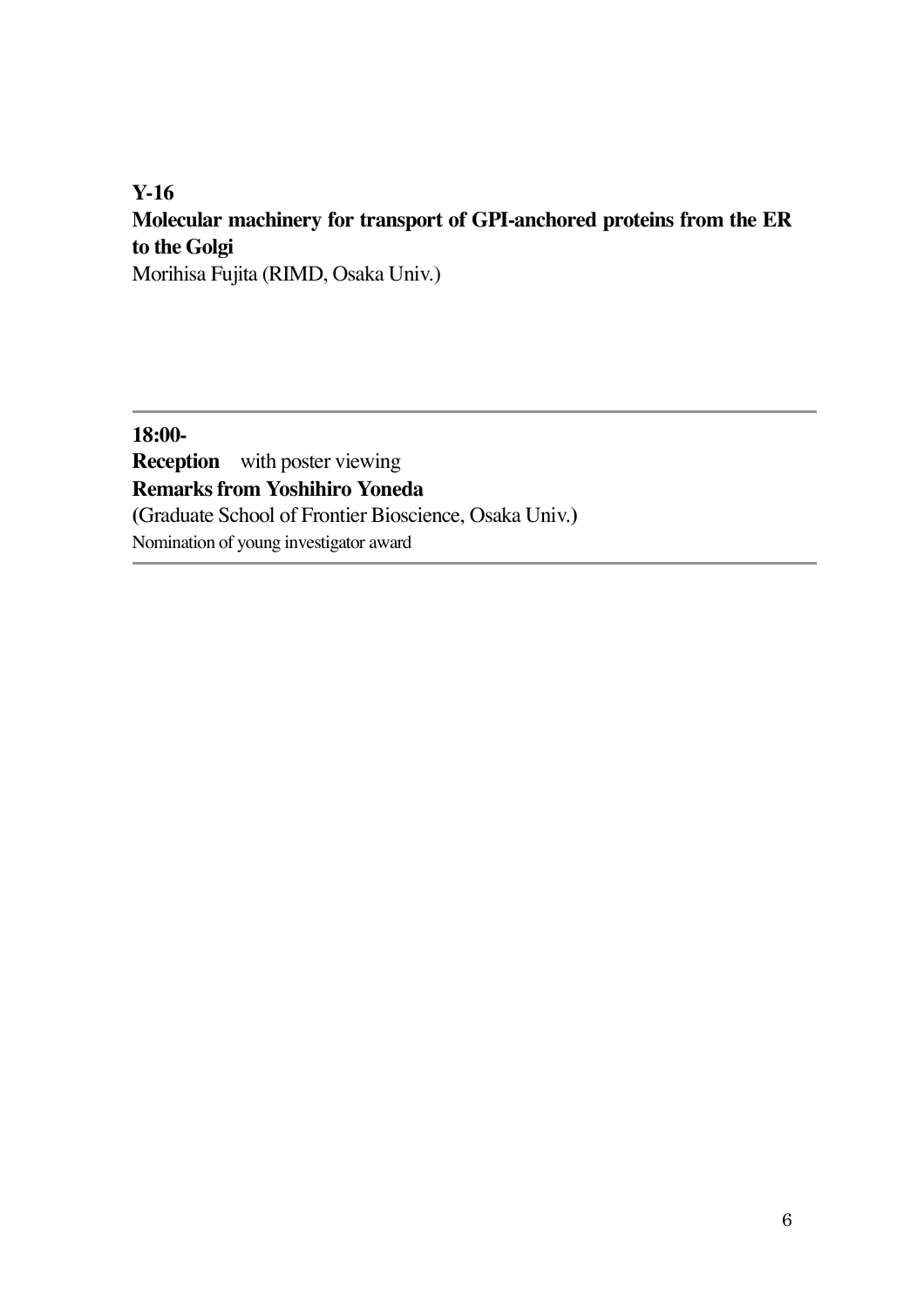**Y-16**
**Molecular machinery for transport of GPI-anchored proteins from the ER to the Golgi**
Morihisa Fujita (RIMD, Osaka Univ.)

---

**18:00-**
**Reception** with poster viewing
**Remarks from Yoshihiro Yoneda**
**(**Graduate School of Frontier Bioscience, Osaka Univ.**)**
Nomination of young investigator award

---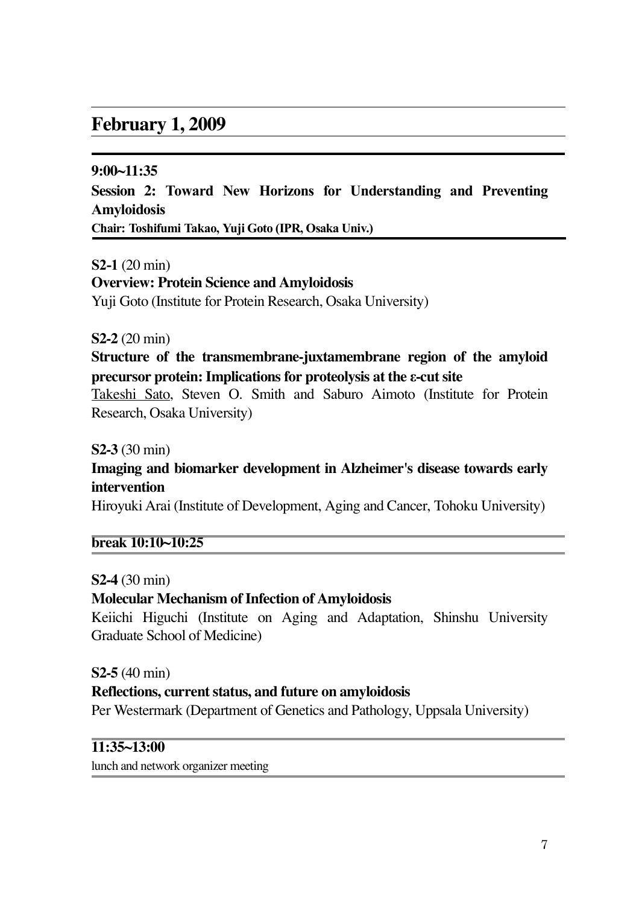## February 1, 2009

**9:00~11:35**

**Session 2: Toward New Horizons for Understanding and Preventing Amyloidosis**

**Chair: Toshifumi Takao, Yuji Goto (IPR, Osaka Univ.)**

**S2-1** (20 min)

**Overview: Protein Science and Amyloidosis**

Yuji Goto (Institute for Protein Research, Osaka University)

**S2-2** (20 min)

**Structure of the transmembrane-juxtamembrane region of the amyloid precursor protein: Implications for proteolysis at the ε-cut site**

Takeshi Sato, Steven O. Smith and Saburo Aimoto (Institute for Protein Research, Osaka University)

**S2-3** (30 min)

**Imaging and biomarker development in Alzheimer's disease towards early intervention**

Hiroyuki Arai (Institute of Development, Aging and Cancer, Tohoku University)

**break 10:10~10:25**

**S2-4** (30 min)

**Molecular Mechanism of Infection of Amyloidosis**

Keiichi Higuchi (Institute on Aging and Adaptation, Shinshu University Graduate School of Medicine)

**S2-5** (40 min)

**Reflections, current status, and future on amyloidosis**

Per Westermark (Department of Genetics and Pathology, Uppsala University)

**11:35~13:00**

lunch and network organizer meeting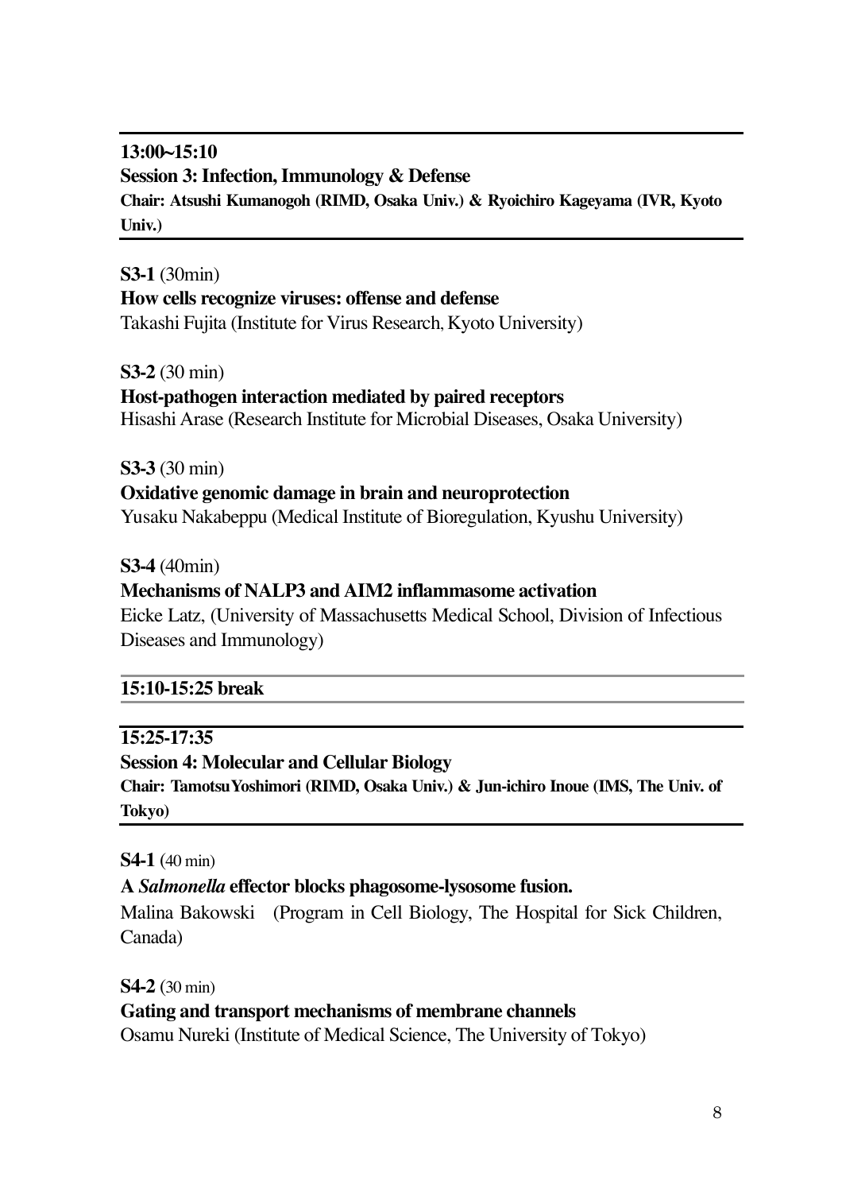**13:00~15:10**

**Session 3: Infection, Immunology & Defense**

**Chair: Atsushi Kumanogoh (RIMD, Osaka Univ.) & Ryoichiro Kageyama (IVR, Kyoto Univ.)**

**S3-1** (30min)

**How cells recognize viruses: offense and defense**

Takashi Fujita (Institute for Virus Research, Kyoto University)

**S3-2** (30 min)

**Host-pathogen interaction mediated by paired receptors**

Hisashi Arase (Research Institute for Microbial Diseases, Osaka University)

**S3-3** (30 min)

**Oxidative genomic damage in brain and neuroprotection**

Yusaku Nakabeppu (Medical Institute of Bioregulation, Kyushu University)

**S3-4** (40min)

**Mechanisms of NALP3 and AIM2 inflammasome activation**

Eicke Latz, (University of Massachusetts Medical School, Division of Infectious Diseases and Immunology)

**15:10-15:25 break**

**15:25-17:35**

**Session 4: Molecular and Cellular Biology**

**Chair: Tamotsu Yoshimori (RIMD, Osaka Univ.) & Jun-ichiro Inoue (IMS, The Univ. of Tokyo)**

**S4-1** (40 min)

**A *Salmonella* effector blocks phagosome-lysosome fusion.**

Malina Bakowski (Program in Cell Biology, The Hospital for Sick Children, Canada)

**S4-2** (30 min)

**Gating and transport mechanisms of membrane channels**

Osamu Nureki (Institute of Medical Science, The University of Tokyo)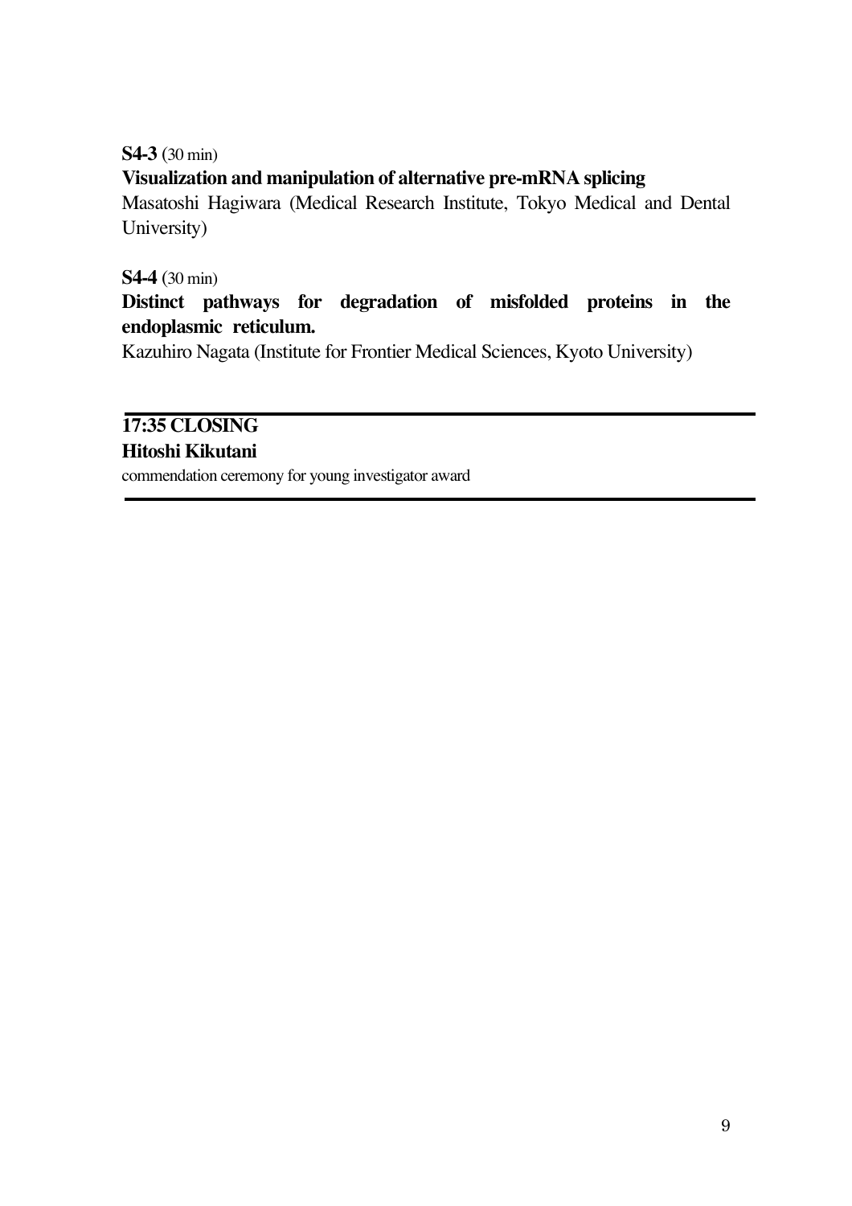**S4-3** (30 min)

**Visualization and manipulation of alternative pre-mRNA splicing**

Masatoshi Hagiwara (Medical Research Institute, Tokyo Medical and Dental University)

**S4-4** (30 min)

**Distinct pathways for degradation of misfolded proteins in the endoplasmic reticulum.**

Kazuhiro Nagata (Institute for Frontier Medical Sciences, Kyoto University)

---

**17:35 CLOSING**

**Hitoshi Kikutani**

commendation ceremony for young investigator award

---